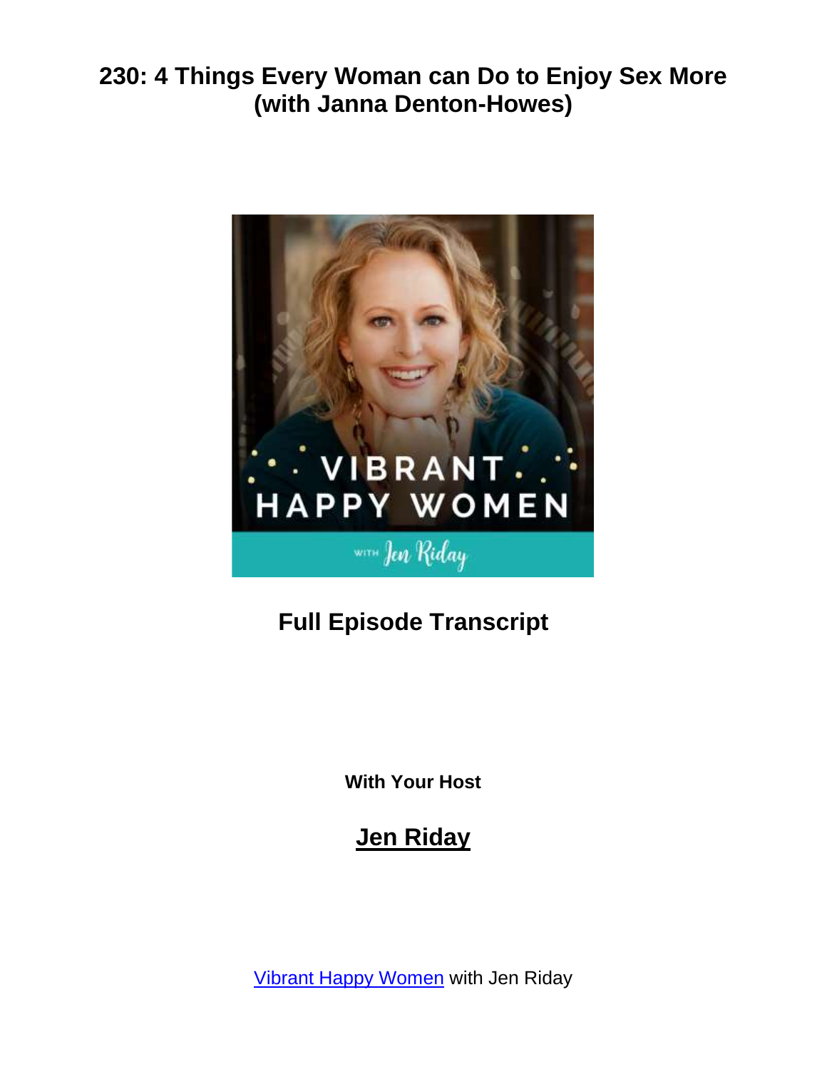# 230: 4 Things Every Woman can Do to Enjoy Sex More (with Janna Denton-Howes)

## Full Episode Transcript

**With Your Host**

## Jen Riday

Vibrant Happy Women with Jen Riday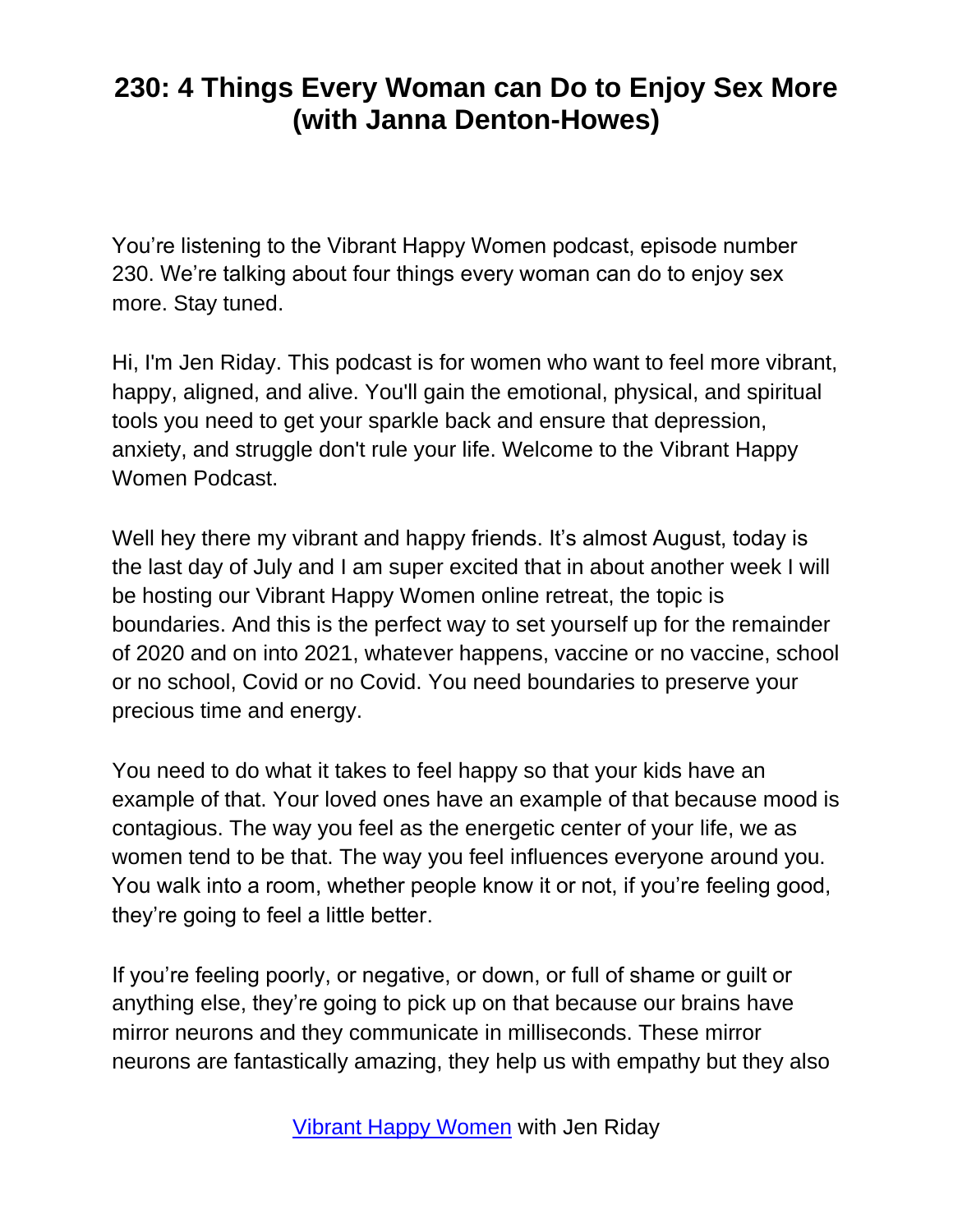# 230: 4 Things Every Woman can Do to Enjoy Sex More (with Janna Denton-Howes)

You're listening to the Vibrant Happy Women podcast, episode number 230. We're talking about four things every woman can do to enjoy sex more. Stay tuned.

Hi, I'm Jen Riday. This podcast is for women who want to feel more vibrant, happy, aligned, and alive. You'll gain the emotional, physical, and spiritual tools you need to get your sparkle back and ensure that depression, anxiety, and struggle don't rule your life. Welcome to the Vibrant Happy Women Podcast.

Well hey there my vibrant and happy friends. It's almost August, today is the last day of July and I am super excited that in about another week I will be hosting our Vibrant Happy Women online retreat, the topic is boundaries. And this is the perfect way to set yourself up for the remainder of 2020 and on into 2021, whatever happens, vaccine or no vaccine, school or no school, Covid or no Covid. You need boundaries to preserve your precious time and energy.

You need to do what it takes to feel happy so that your kids have an example of that. Your loved ones have an example of that because mood is contagious. The way you feel as the energetic center of your life, we as women tend to be that. The way you feel influences everyone around you. You walk into a room, whether people know it or not, if you're feeling good, they're going to feel a little better.

If you're feeling poorly, or negative, or down, or full of shame or guilt or anything else, they're going to pick up on that because our brains have mirror neurons and they communicate in milliseconds. These mirror neurons are fantastically amazing, they help us with empathy but they also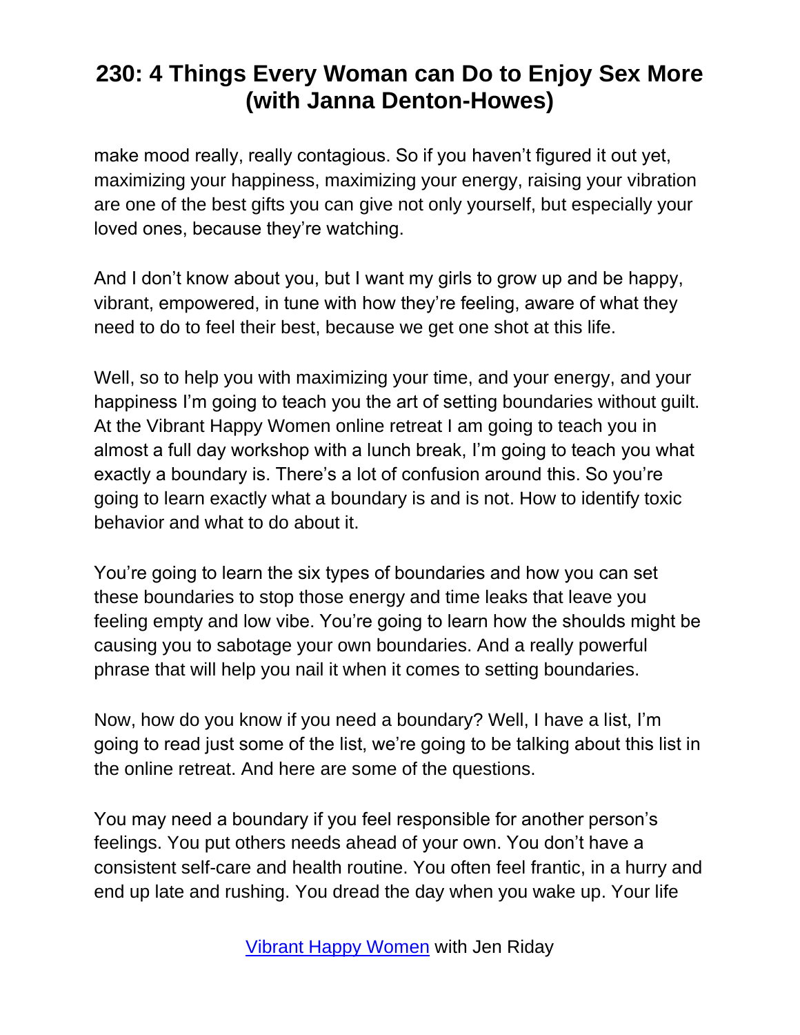make mood really, really contagious. So if you haven't figured it out yet, maximizing your happiness, maximizing your energy, raising your vibration are one of the best gifts you can give not only yourself, but especially your loved ones, because they're watching.

And I don't know about you, but I want my girls to grow up and be happy, vibrant, empowered, in tune with how they're feeling, aware of what they need to do to feel their best, because we get one shot at this life.

Well, so to help you with maximizing your time, and your energy, and your happiness I'm going to teach you the art of setting boundaries without guilt. At the Vibrant Happy Women online retreat I am going to teach you in almost a full day workshop with a lunch break, I'm going to teach you what exactly a boundary is. There's a lot of confusion around this. So you're going to learn exactly what a boundary is and is not. How to identify toxic behavior and what to do about it.

You're going to learn the six types of boundaries and how you can set these boundaries to stop those energy and time leaks that leave you feeling empty and low vibe. You're going to learn how the shoulds might be causing you to sabotage your own boundaries. And a really powerful phrase that will help you nail it when it comes to setting boundaries.

Now, how do you know if you need a boundary? Well, I have a list, I'm going to read just some of the list, we're going to be talking about this list in the online retreat. And here are some of the questions.

You may need a boundary if you feel responsible for another person's feelings. You put others needs ahead of your own. You don't have a consistent self-care and health routine. You often feel frantic, in a hurry and end up late and rushing. You dread the day when you wake up. Your life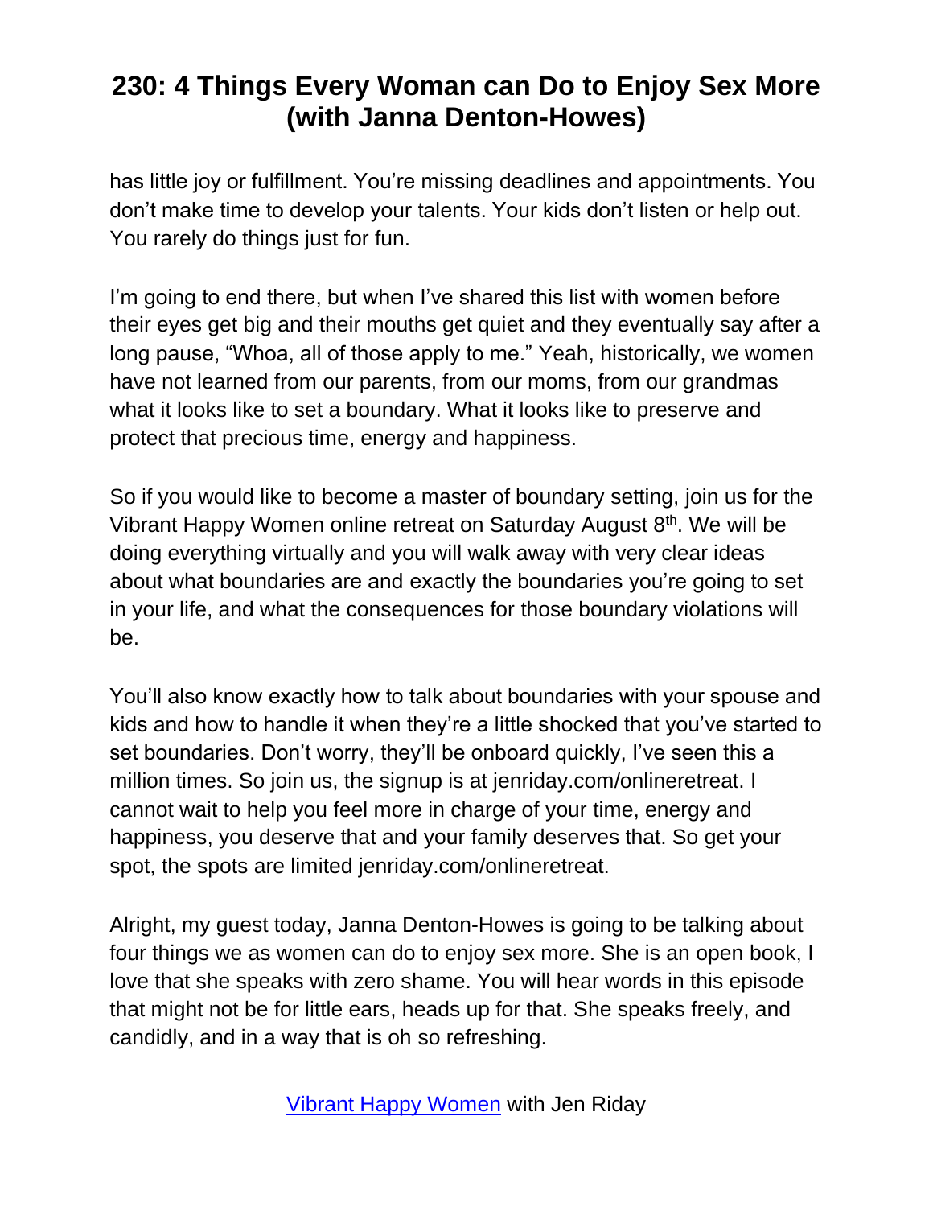has little joy or fulfillment. You're missing deadlines and appointments. You don't make time to develop your talents. Your kids don't listen or help out. You rarely do things just for fun.

I'm going to end there, but when I've shared this list with women before their eyes get big and their mouths get quiet and they eventually say after a long pause, "Whoa, all of those apply to me." Yeah, historically, we women have not learned from our parents, from our moms, from our grandmas what it looks like to set a boundary. What it looks like to preserve and protect that precious time, energy and happiness.

So if you would like to become a master of boundary setting, join us for the Vibrant Happy Women online retreat on Saturday August 8th. We will be doing everything virtually and you will walk away with very clear ideas about what boundaries are and exactly the boundaries you're going to set in your life, and what the consequences for those boundary violations will be.

You'll also know exactly how to talk about boundaries with your spouse and kids and how to handle it when they're a little shocked that you've started to set boundaries. Don't worry, they'll be onboard quickly, I've seen this a million times. So join us, the signup is at jenriday.com/onlineretreat. I cannot wait to help you feel more in charge of your time, energy and happiness, you deserve that and your family deserves that. So get your spot, the spots are limited jenriday.com/onlineretreat.

Alright, my guest today, Janna Denton-Howes is going to be talking about four things we as women can do to enjoy sex more. She is an open book, I love that she speaks with zero shame. You will hear words in this episode that might not be for little ears, heads up for that. She speaks freely, and candidly, and in a way that is oh so refreshing.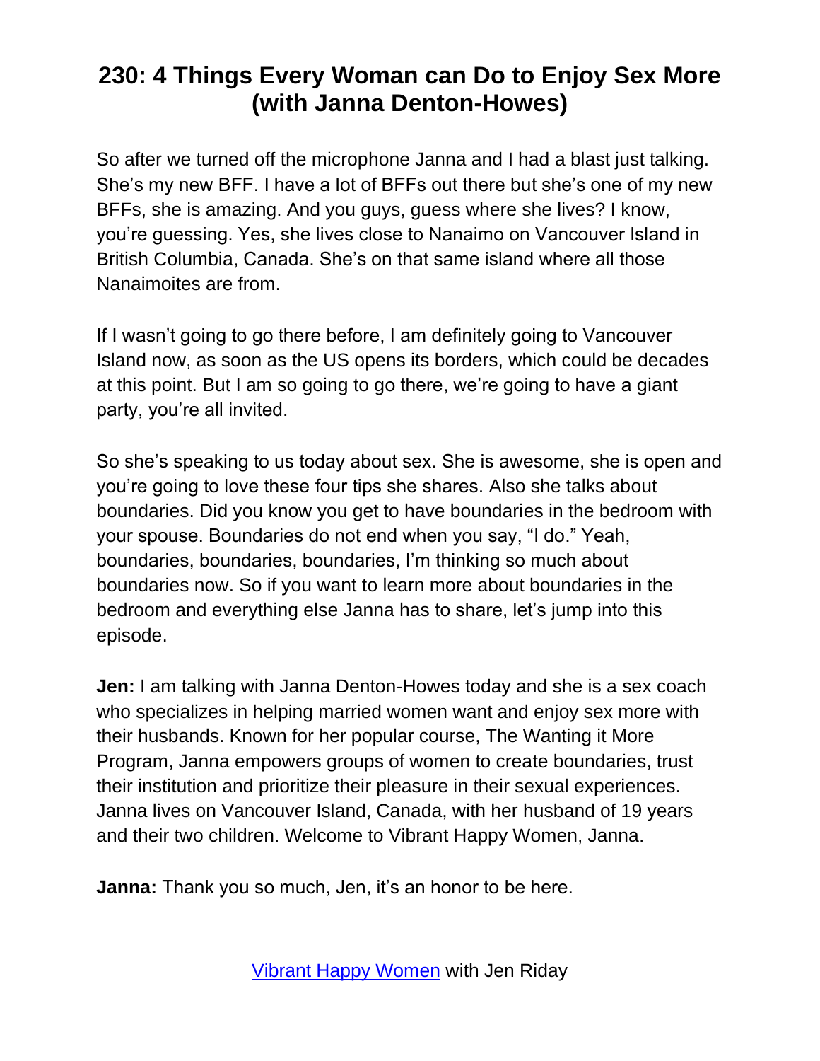# 230: 4 Things Every Woman can Do to Enjoy Sex More (with Janna Denton-Howes)

So after we turned off the microphone Janna and I had a blast just talking. She's my new BFF. I have a lot of BFFs out there but she's one of my new BFFs, she is amazing. And you guys, guess where she lives? I know, you're guessing. Yes, she lives close to Nanaimo on Vancouver Island in British Columbia, Canada. She's on that same island where all those Nanaimoites are from.

If I wasn't going to go there before, I am definitely going to Vancouver Island now, as soon as the US opens its borders, which could be decades at this point. But I am so going to go there, we're going to have a giant party, you're all invited.

So she's speaking to us today about sex. She is awesome, she is open and you're going to love these four tips she shares. Also she talks about boundaries. Did you know you get to have boundaries in the bedroom with your spouse. Boundaries do not end when you say, "I do." Yeah, boundaries, boundaries, boundaries, I'm thinking so much about boundaries now. So if you want to learn more about boundaries in the bedroom and everything else Janna has to share, let's jump into this episode.

**Jen:** I am talking with Janna Denton-Howes today and she is a sex coach who specializes in helping married women want and enjoy sex more with their husbands. Known for her popular course, The Wanting it More Program, Janna empowers groups of women to create boundaries, trust their institution and prioritize their pleasure in their sexual experiences. Janna lives on Vancouver Island, Canada, with her husband of 19 years and their two children. Welcome to Vibrant Happy Women, Janna.

**Janna:** Thank you so much, Jen, it's an honor to be here.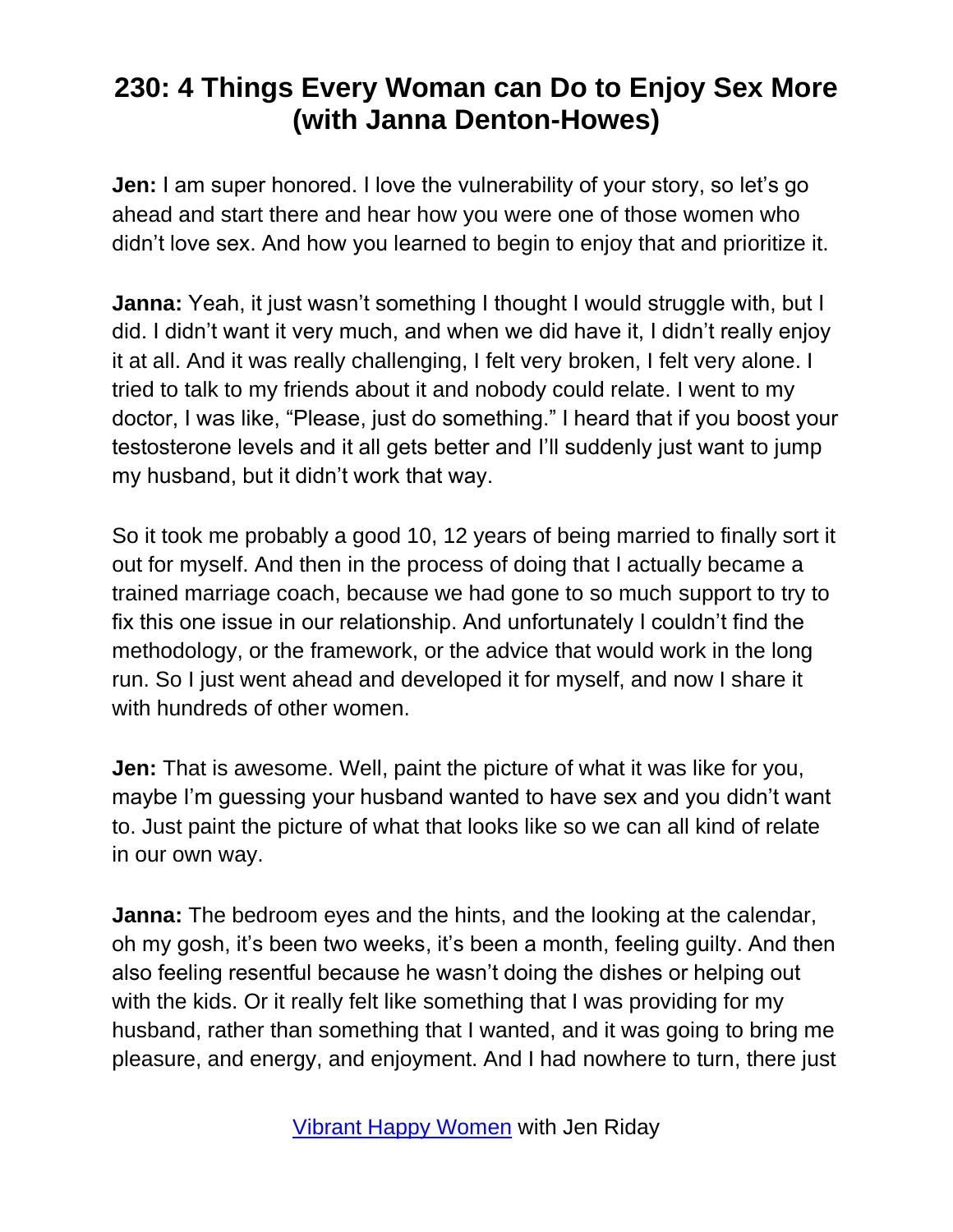# 230: 4 Things Every Woman can Do to Enjoy Sex More (with Janna Denton-Howes)

**Jen:** I am super honored. I love the vulnerability of your story, so let's go ahead and start there and hear how you were one of those women who didn't love sex. And how you learned to begin to enjoy that and prioritize it.

**Janna:** Yeah, it just wasn't something I thought I would struggle with, but I did. I didn't want it very much, and when we did have it, I didn't really enjoy it at all. And it was really challenging, I felt very broken, I felt very alone. I tried to talk to my friends about it and nobody could relate. I went to my doctor, I was like, "Please, just do something." I heard that if you boost your testosterone levels and it all gets better and I'll suddenly just want to jump my husband, but it didn't work that way.

So it took me probably a good 10, 12 years of being married to finally sort it out for myself. And then in the process of doing that I actually became a trained marriage coach, because we had gone to so much support to try to fix this one issue in our relationship. And unfortunately I couldn't find the methodology, or the framework, or the advice that would work in the long run. So I just went ahead and developed it for myself, and now I share it with hundreds of other women.

**Jen:** That is awesome. Well, paint the picture of what it was like for you, maybe I'm guessing your husband wanted to have sex and you didn't want to. Just paint the picture of what that looks like so we can all kind of relate in our own way.

**Janna:** The bedroom eyes and the hints, and the looking at the calendar, oh my gosh, it's been two weeks, it's been a month, feeling guilty. And then also feeling resentful because he wasn't doing the dishes or helping out with the kids. Or it really felt like something that I was providing for my husband, rather than something that I wanted, and it was going to bring me pleasure, and energy, and enjoyment. And I had nowhere to turn, there just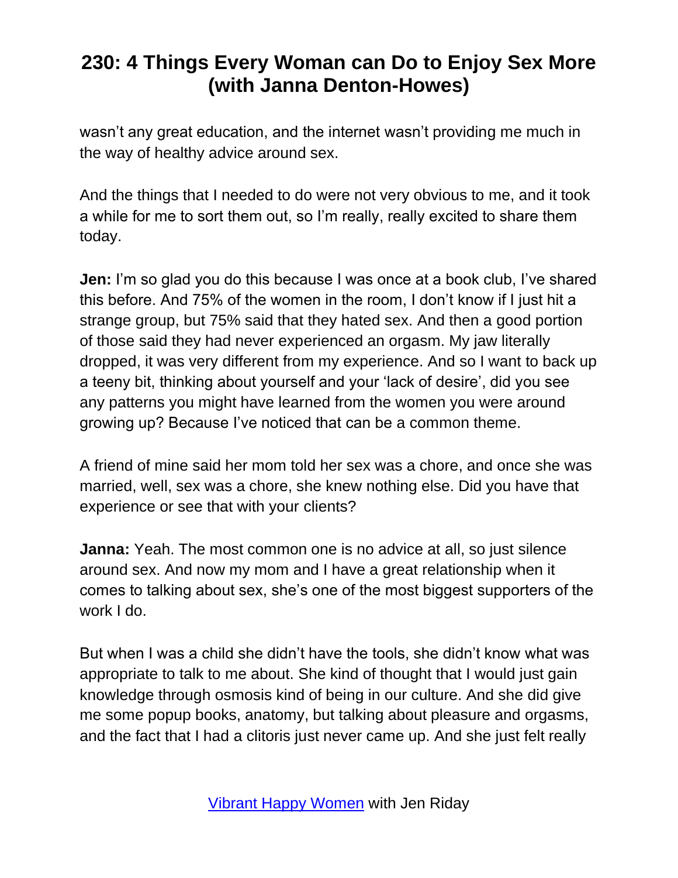wasn't any great education, and the internet wasn't providing me much in the way of healthy advice around sex.

And the things that I needed to do were not very obvious to me, and it took a while for me to sort them out, so I'm really, really excited to share them today.

**Jen:** I'm so glad you do this because I was once at a book club, I've shared this before. And 75% of the women in the room, I don't know if I just hit a strange group, but 75% said that they hated sex. And then a good portion of those said they had never experienced an orgasm. My jaw literally dropped, it was very different from my experience. And so I want to back up a teeny bit, thinking about yourself and your 'lack of desire', did you see any patterns you might have learned from the women you were around growing up? Because I've noticed that can be a common theme.

A friend of mine said her mom told her sex was a chore, and once she was married, well, sex was a chore, she knew nothing else. Did you have that experience or see that with your clients?

**Janna:** Yeah. The most common one is no advice at all, so just silence around sex. And now my mom and I have a great relationship when it comes to talking about sex, she's one of the most biggest supporters of the work I do.

But when I was a child she didn't have the tools, she didn't know what was appropriate to talk to me about. She kind of thought that I would just gain knowledge through osmosis kind of being in our culture. And she did give me some popup books, anatomy, but talking about pleasure and orgasms, and the fact that I had a clitoris just never came up. And she just felt really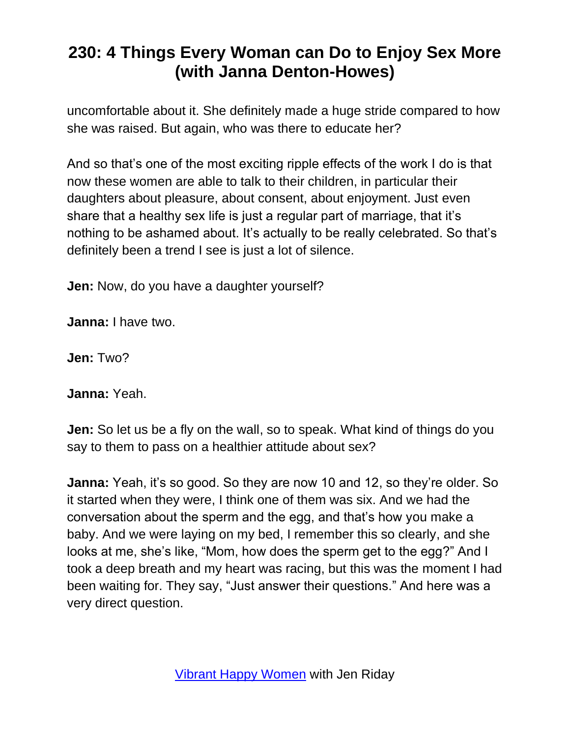uncomfortable about it. She definitely made a huge stride compared to how she was raised. But again, who was there to educate her?

And so that's one of the most exciting ripple effects of the work I do is that now these women are able to talk to their children, in particular their daughters about pleasure, about consent, about enjoyment. Just even share that a healthy sex life is just a regular part of marriage, that it's nothing to be ashamed about. It's actually to be really celebrated. So that's definitely been a trend I see is just a lot of silence.

**Jen:** Now, do you have a daughter yourself?

**Janna:** I have two.

**Jen:** Two?

**Janna:** Yeah.

**Jen:** So let us be a fly on the wall, so to speak. What kind of things do you say to them to pass on a healthier attitude about sex?

**Janna:** Yeah, it's so good. So they are now 10 and 12, so they're older. So it started when they were, I think one of them was six. And we had the conversation about the sperm and the egg, and that's how you make a baby. And we were laying on my bed, I remember this so clearly, and she looks at me, she's like, "Mom, how does the sperm get to the egg?" And I took a deep breath and my heart was racing, but this was the moment I had been waiting for. They say, "Just answer their questions." And here was a very direct question.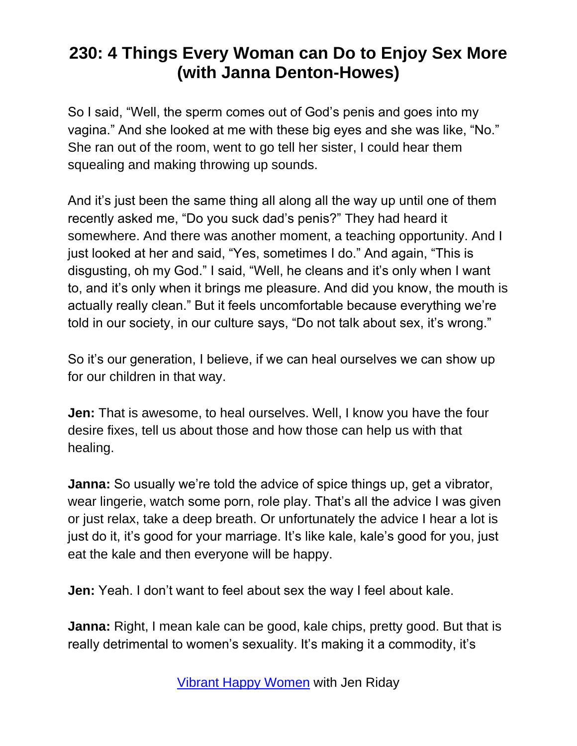# 230: 4 Things Every Woman can Do to Enjoy Sex More (with Janna Denton-Howes)

So I said, "Well, the sperm comes out of God's penis and goes into my vagina." And she looked at me with these big eyes and she was like, "No." She ran out of the room, went to go tell her sister, I could hear them squealing and making throwing up sounds.

And it's just been the same thing all along all the way up until one of them recently asked me, "Do you suck dad's penis?" They had heard it somewhere. And there was another moment, a teaching opportunity. And I just looked at her and said, "Yes, sometimes I do." And again, "This is disgusting, oh my God." I said, "Well, he cleans and it's only when I want to, and it's only when it brings me pleasure. And did you know, the mouth is actually really clean." But it feels uncomfortable because everything we're told in our society, in our culture says, "Do not talk about sex, it's wrong."

So it's our generation, I believe, if we can heal ourselves we can show up for our children in that way.

**Jen:** That is awesome, to heal ourselves. Well, I know you have the four desire fixes, tell us about those and how those can help us with that healing.

**Janna:** So usually we're told the advice of spice things up, get a vibrator, wear lingerie, watch some porn, role play. That's all the advice I was given or just relax, take a deep breath. Or unfortunately the advice I hear a lot is just do it, it's good for your marriage. It's like kale, kale's good for you, just eat the kale and then everyone will be happy.

**Jen:** Yeah. I don't want to feel about sex the way I feel about kale.

**Janna:** Right, I mean kale can be good, kale chips, pretty good. But that is really detrimental to women's sexuality. It's making it a commodity, it's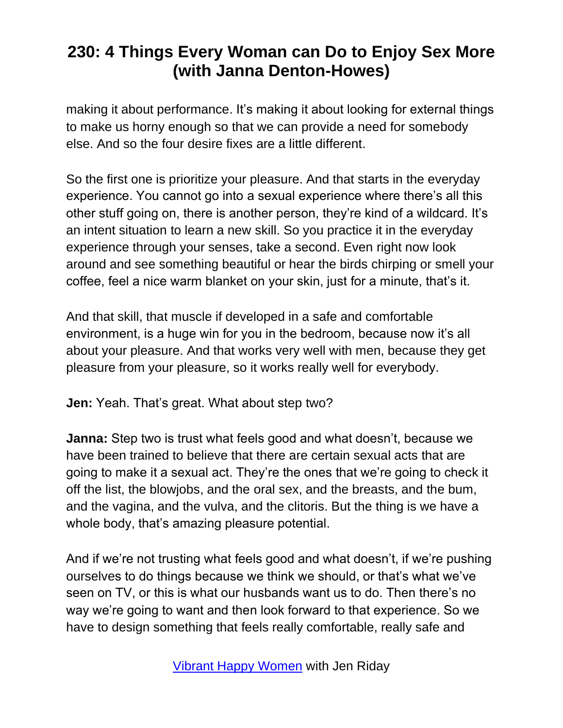making it about performance. It's making it about looking for external things to make us horny enough so that we can provide a need for somebody else. And so the four desire fixes are a little different.

So the first one is prioritize your pleasure. And that starts in the everyday experience. You cannot go into a sexual experience where there's all this other stuff going on, there is another person, they're kind of a wildcard. It's an intent situation to learn a new skill. So you practice it in the everyday experience through your senses, take a second. Even right now look around and see something beautiful or hear the birds chirping or smell your coffee, feel a nice warm blanket on your skin, just for a minute, that's it.

And that skill, that muscle if developed in a safe and comfortable environment, is a huge win for you in the bedroom, because now it's all about your pleasure. And that works very well with men, because they get pleasure from your pleasure, so it works really well for everybody.

**Jen:** Yeah. That's great. What about step two?

**Janna:** Step two is trust what feels good and what doesn't, because we have been trained to believe that there are certain sexual acts that are going to make it a sexual act. They're the ones that we're going to check it off the list, the blowjobs, and the oral sex, and the breasts, and the bum, and the vagina, and the vulva, and the clitoris. But the thing is we have a whole body, that's amazing pleasure potential.

And if we're not trusting what feels good and what doesn't, if we're pushing ourselves to do things because we think we should, or that's what we've seen on TV, or this is what our husbands want us to do. Then there's no way we're going to want and then look forward to that experience. So we have to design something that feels really comfortable, really safe and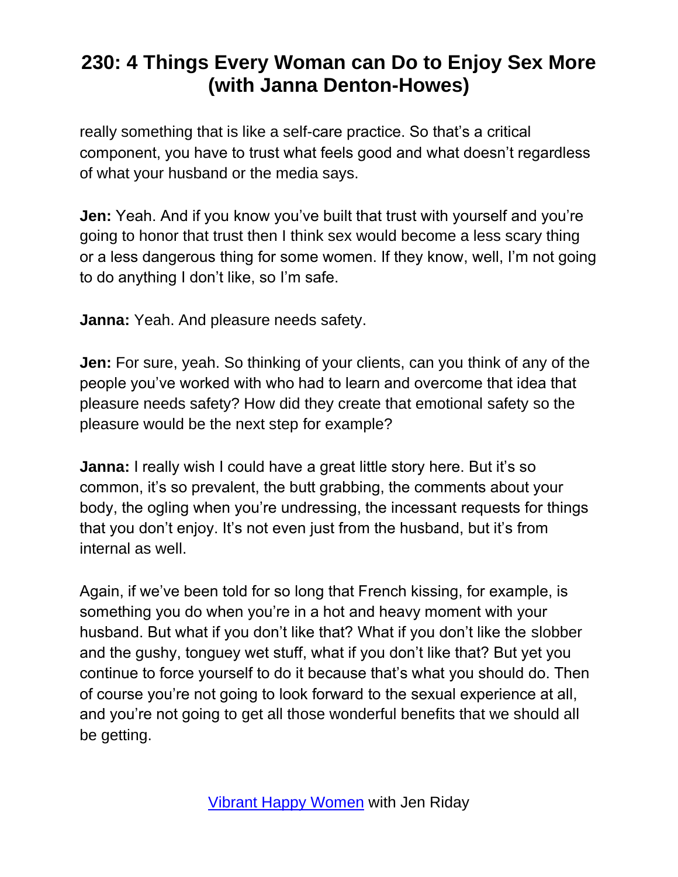really something that is like a self-care practice. So that's a critical component, you have to trust what feels good and what doesn't regardless of what your husband or the media says.

**Jen:** Yeah. And if you know you've built that trust with yourself and you're going to honor that trust then I think sex would become a less scary thing or a less dangerous thing for some women. If they know, well, I'm not going to do anything I don't like, so I'm safe.

**Janna:** Yeah. And pleasure needs safety.

**Jen:** For sure, yeah. So thinking of your clients, can you think of any of the people you've worked with who had to learn and overcome that idea that pleasure needs safety? How did they create that emotional safety so the pleasure would be the next step for example?

**Janna:** I really wish I could have a great little story here. But it's so common, it's so prevalent, the butt grabbing, the comments about your body, the ogling when you're undressing, the incessant requests for things that you don't enjoy. It's not even just from the husband, but it's from internal as well.

Again, if we've been told for so long that French kissing, for example, is something you do when you're in a hot and heavy moment with your husband. But what if you don't like that? What if you don't like the slobber and the gushy, tonguey wet stuff, what if you don't like that? But yet you continue to force yourself to do it because that's what you should do. Then of course you're not going to look forward to the sexual experience at all, and you're not going to get all those wonderful benefits that we should all be getting.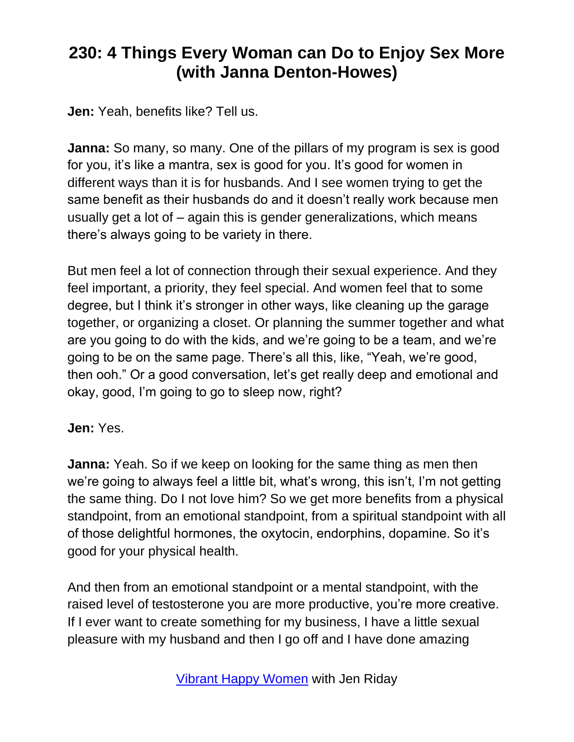# 230: 4 Things Every Woman can Do to Enjoy Sex More (with Janna Denton-Howes)

**Jen:** Yeah, benefits like? Tell us.

**Janna:** So many, so many. One of the pillars of my program is sex is good for you, it's like a mantra, sex is good for you. It's good for women in different ways than it is for husbands. And I see women trying to get the same benefit as their husbands do and it doesn't really work because men usually get a lot of – again this is gender generalizations, which means there's always going to be variety in there.

But men feel a lot of connection through their sexual experience. And they feel important, a priority, they feel special. And women feel that to some degree, but I think it's stronger in other ways, like cleaning up the garage together, or organizing a closet. Or planning the summer together and what are you going to do with the kids, and we're going to be a team, and we're going to be on the same page. There's all this, like, "Yeah, we're good, then ooh." Or a good conversation, let's get really deep and emotional and okay, good, I'm going to go to sleep now, right?

**Jen:** Yes.

**Janna:** Yeah. So if we keep on looking for the same thing as men then we're going to always feel a little bit, what's wrong, this isn't, I'm not getting the same thing. Do I not love him? So we get more benefits from a physical standpoint, from an emotional standpoint, from a spiritual standpoint with all of those delightful hormones, the oxytocin, endorphins, dopamine. So it's good for your physical health.

And then from an emotional standpoint or a mental standpoint, with the raised level of testosterone you are more productive, you're more creative. If I ever want to create something for my business, I have a little sexual pleasure with my husband and then I go off and I have done amazing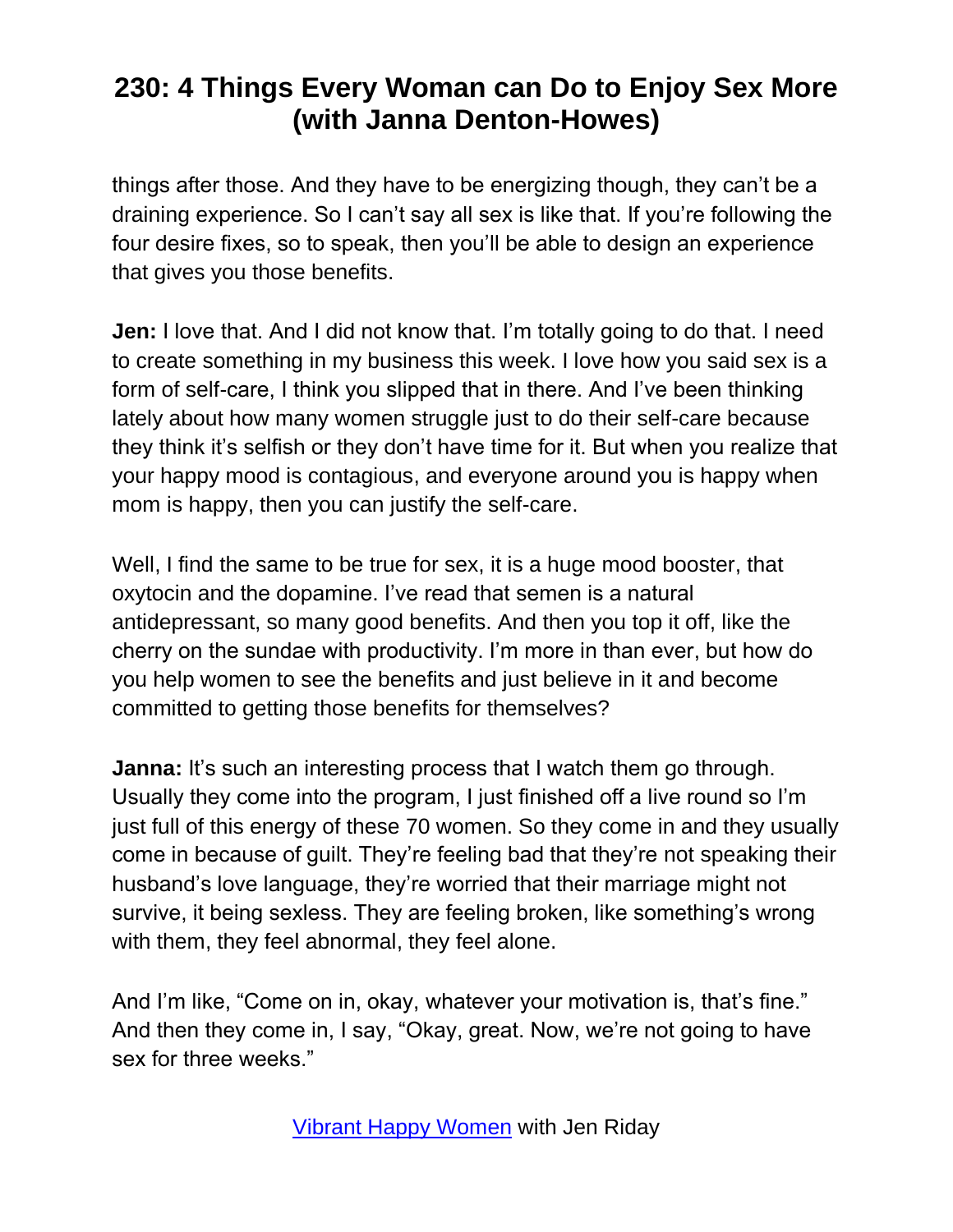things after those. And they have to be energizing though, they can't be a draining experience. So I can't say all sex is like that. If you're following the four desire fixes, so to speak, then you'll be able to design an experience that gives you those benefits.

**Jen:** I love that. And I did not know that. I'm totally going to do that. I need to create something in my business this week. I love how you said sex is a form of self-care, I think you slipped that in there. And I've been thinking lately about how many women struggle just to do their self-care because they think it's selfish or they don't have time for it. But when you realize that your happy mood is contagious, and everyone around you is happy when mom is happy, then you can justify the self-care.

Well, I find the same to be true for sex, it is a huge mood booster, that oxytocin and the dopamine. I've read that semen is a natural antidepressant, so many good benefits. And then you top it off, like the cherry on the sundae with productivity. I'm more in than ever, but how do you help women to see the benefits and just believe in it and become committed to getting those benefits for themselves?

**Janna:** It's such an interesting process that I watch them go through. Usually they come into the program, I just finished off a live round so I'm just full of this energy of these 70 women. So they come in and they usually come in because of guilt. They're feeling bad that they're not speaking their husband's love language, they're worried that their marriage might not survive, it being sexless. They are feeling broken, like something's wrong with them, they feel abnormal, they feel alone.

And I'm like, "Come on in, okay, whatever your motivation is, that's fine." And then they come in, I say, "Okay, great. Now, we're not going to have sex for three weeks."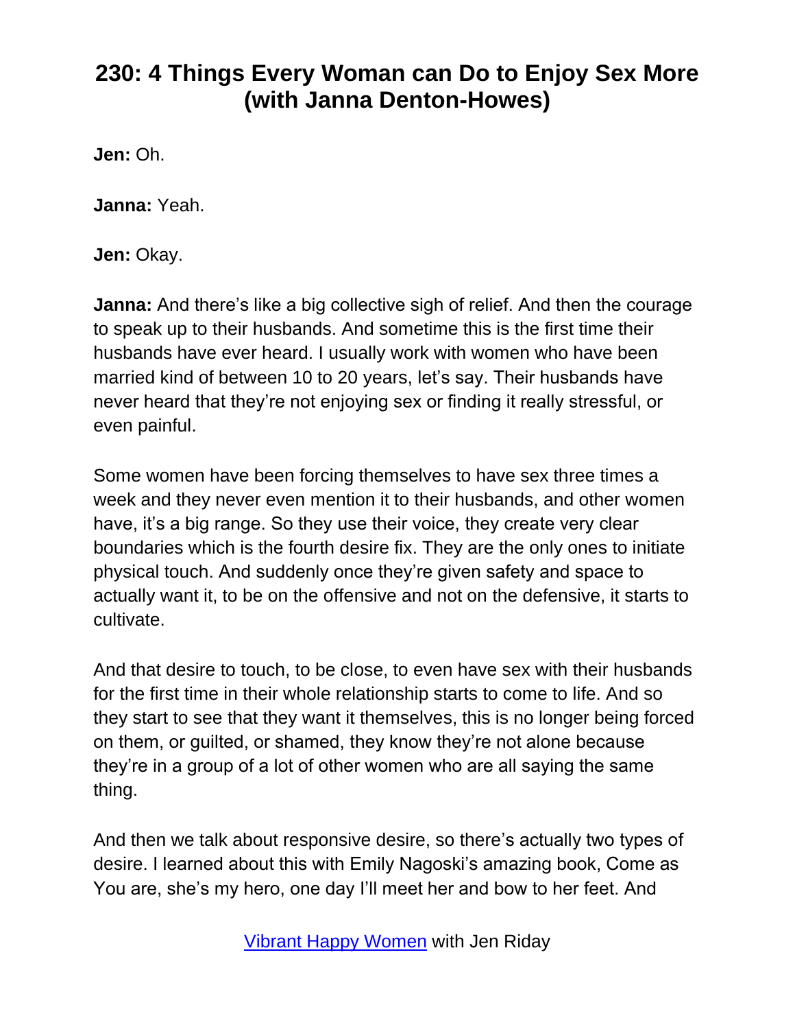**Jen:** Oh.

**Janna:** Yeah.

**Jen:** Okay.

**Janna:** And there's like a big collective sigh of relief. And then the courage to speak up to their husbands. And sometime this is the first time their husbands have ever heard. I usually work with women who have been married kind of between 10 to 20 years, let's say. Their husbands have never heard that they're not enjoying sex or finding it really stressful, or even painful.

Some women have been forcing themselves to have sex three times a week and they never even mention it to their husbands, and other women have, it's a big range. So they use their voice, they create very clear boundaries which is the fourth desire fix. They are the only ones to initiate physical touch. And suddenly once they're given safety and space to actually want it, to be on the offensive and not on the defensive, it starts to cultivate.

And that desire to touch, to be close, to even have sex with their husbands for the first time in their whole relationship starts to come to life. And so they start to see that they want it themselves, this is no longer being forced on them, or guilted, or shamed, they know they're not alone because they're in a group of a lot of other women who are all saying the same thing.

And then we talk about responsive desire, so there's actually two types of desire. I learned about this with Emily Nagoski's amazing book, Come as You are, she's my hero, one day I'll meet her and bow to her feet. And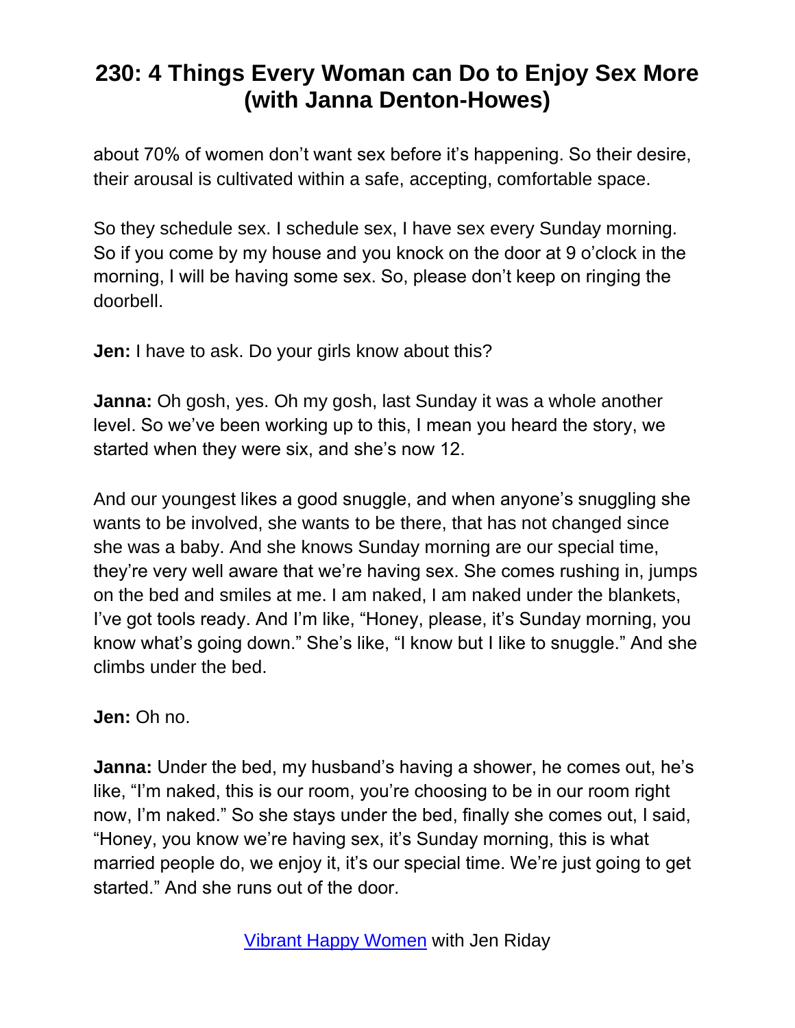about 70% of women don't want sex before it's happening. So their desire, their arousal is cultivated within a safe, accepting, comfortable space.

So they schedule sex. I schedule sex, I have sex every Sunday morning. So if you come by my house and you knock on the door at 9 o'clock in the morning, I will be having some sex. So, please don't keep on ringing the doorbell.

**Jen:** I have to ask. Do your girls know about this?

**Janna:** Oh gosh, yes. Oh my gosh, last Sunday it was a whole another level. So we've been working up to this, I mean you heard the story, we started when they were six, and she's now 12.

And our youngest likes a good snuggle, and when anyone's snuggling she wants to be involved, she wants to be there, that has not changed since she was a baby. And she knows Sunday morning are our special time, they're very well aware that we're having sex. She comes rushing in, jumps on the bed and smiles at me. I am naked, I am naked under the blankets, I've got tools ready. And I'm like, "Honey, please, it's Sunday morning, you know what's going down." She's like, "I know but I like to snuggle." And she climbs under the bed.

**Jen:** Oh no.

**Janna:** Under the bed, my husband's having a shower, he comes out, he's like, "I'm naked, this is our room, you're choosing to be in our room right now, I'm naked." So she stays under the bed, finally she comes out, I said, "Honey, you know we're having sex, it's Sunday morning, this is what married people do, we enjoy it, it's our special time. We're just going to get started." And she runs out of the door.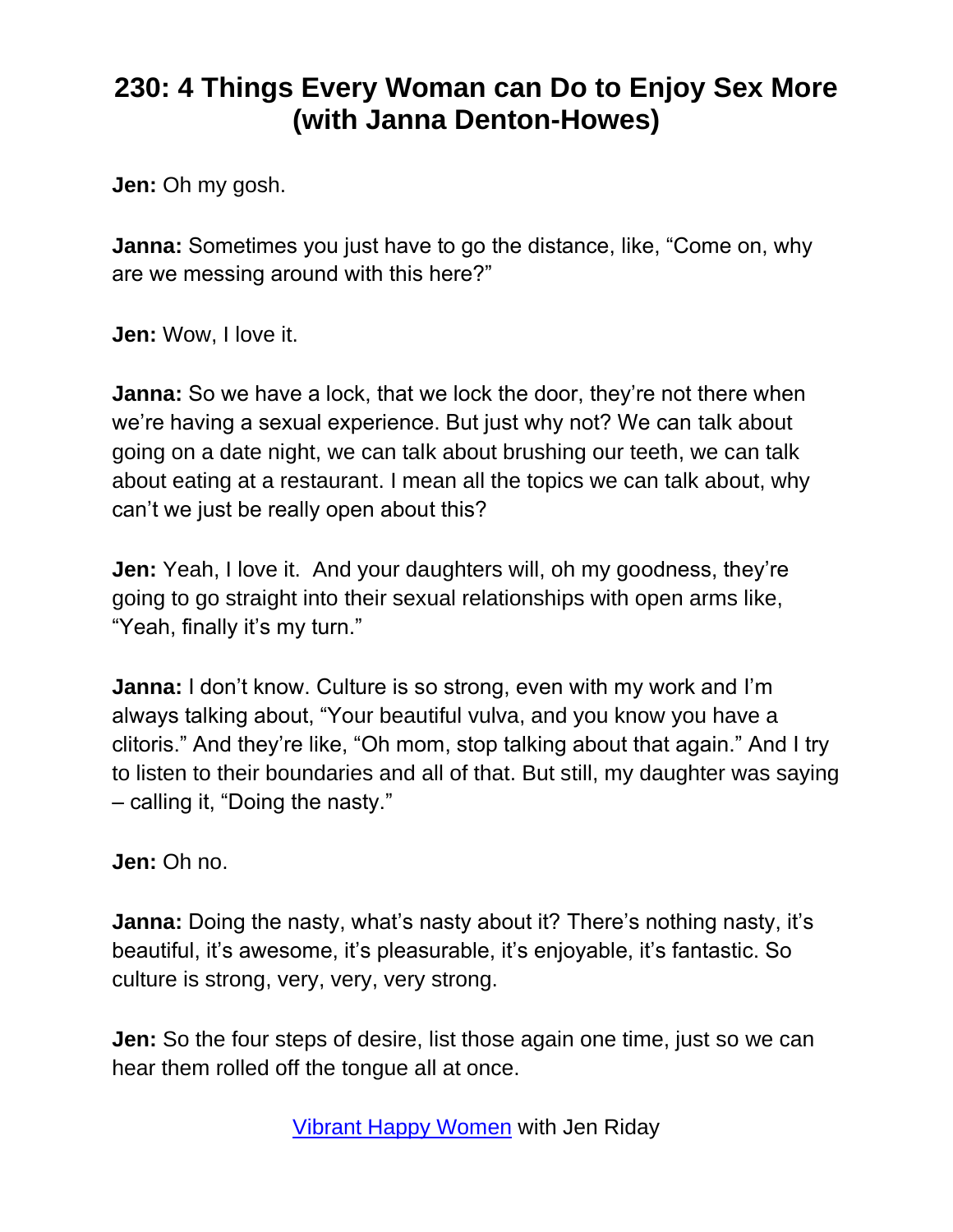# 230: 4 Things Every Woman can Do to Enjoy Sex More (with Janna Denton-Howes)

**Jen:** Oh my gosh.

**Janna:** Sometimes you just have to go the distance, like, "Come on, why are we messing around with this here?"

**Jen:** Wow, I love it.

**Janna:** So we have a lock, that we lock the door, they're not there when we're having a sexual experience. But just why not? We can talk about going on a date night, we can talk about brushing our teeth, we can talk about eating at a restaurant. I mean all the topics we can talk about, why can't we just be really open about this?

**Jen:** Yeah, I love it. And your daughters will, oh my goodness, they're going to go straight into their sexual relationships with open arms like, "Yeah, finally it's my turn."

**Janna:** I don't know. Culture is so strong, even with my work and I'm always talking about, "Your beautiful vulva, and you know you have a clitoris." And they're like, "Oh mom, stop talking about that again." And I try to listen to their boundaries and all of that. But still, my daughter was saying – calling it, "Doing the nasty."

**Jen:** Oh no.

**Janna:** Doing the nasty, what's nasty about it? There's nothing nasty, it's beautiful, it's awesome, it's pleasurable, it's enjoyable, it's fantastic. So culture is strong, very, very, very strong.

**Jen:** So the four steps of desire, list those again one time, just so we can hear them rolled off the tongue all at once.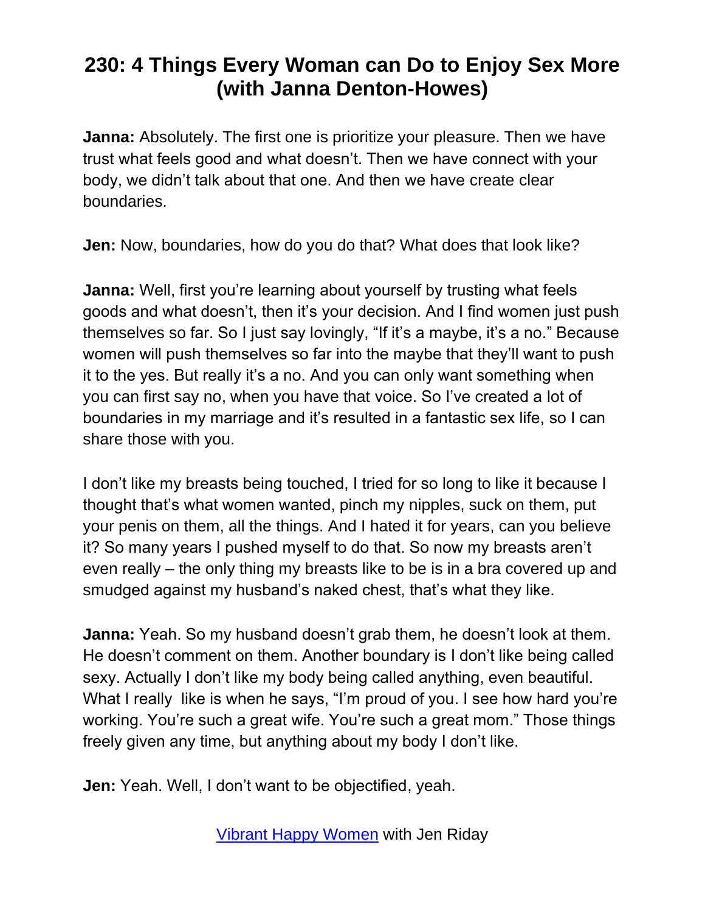# 230: 4 Things Every Woman can Do to Enjoy Sex More (with Janna Denton-Howes)

**Janna:** Absolutely. The first one is prioritize your pleasure. Then we have trust what feels good and what doesn't. Then we have connect with your body, we didn't talk about that one. And then we have create clear boundaries.

**Jen:** Now, boundaries, how do you do that? What does that look like?

**Janna:** Well, first you're learning about yourself by trusting what feels goods and what doesn't, then it's your decision. And I find women just push themselves so far. So I just say lovingly, "If it's a maybe, it's a no." Because women will push themselves so far into the maybe that they'll want to push it to the yes. But really it's a no. And you can only want something when you can first say no, when you have that voice. So I've created a lot of boundaries in my marriage and it's resulted in a fantastic sex life, so I can share those with you.

I don't like my breasts being touched, I tried for so long to like it because I thought that's what women wanted, pinch my nipples, suck on them, put your penis on them, all the things. And I hated it for years, can you believe it? So many years I pushed myself to do that. So now my breasts aren't even really – the only thing my breasts like to be is in a bra covered up and smudged against my husband's naked chest, that's what they like.

**Janna:** Yeah. So my husband doesn't grab them, he doesn't look at them. He doesn't comment on them. Another boundary is I don't like being called sexy. Actually I don't like my body being called anything, even beautiful. What I really like is when he says, "I'm proud of you. I see how hard you're working. You're such a great wife. You're such a great mom." Those things freely given any time, but anything about my body I don't like.

**Jen:** Yeah. Well, I don't want to be objectified, yeah.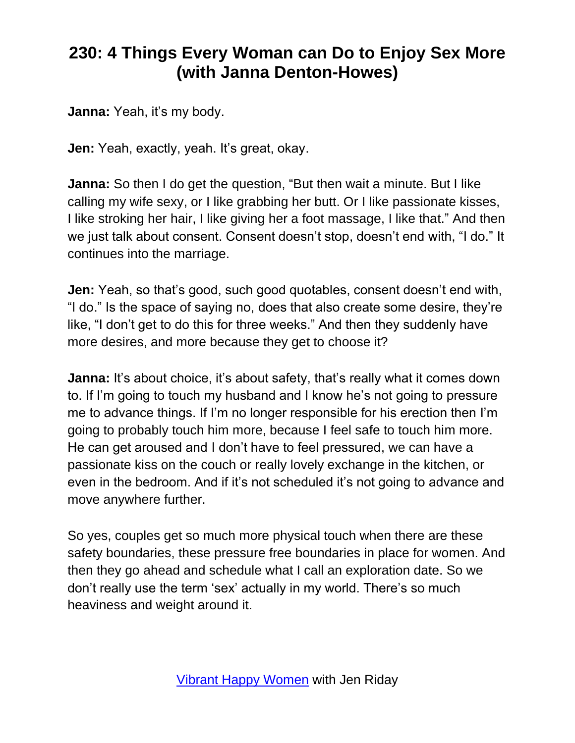**Janna:** Yeah, it's my body.

**Jen:** Yeah, exactly, yeah. It's great, okay.

**Janna:** So then I do get the question, "But then wait a minute. But I like calling my wife sexy, or I like grabbing her butt. Or I like passionate kisses, I like stroking her hair, I like giving her a foot massage, I like that." And then we just talk about consent. Consent doesn't stop, doesn't end with, "I do." It continues into the marriage.

**Jen:** Yeah, so that's good, such good quotables, consent doesn't end with, "I do." Is the space of saying no, does that also create some desire, they're like, "I don't get to do this for three weeks." And then they suddenly have more desires, and more because they get to choose it?

**Janna:** It's about choice, it's about safety, that's really what it comes down to. If I'm going to touch my husband and I know he's not going to pressure me to advance things. If I'm no longer responsible for his erection then I'm going to probably touch him more, because I feel safe to touch him more. He can get aroused and I don't have to feel pressured, we can have a passionate kiss on the couch or really lovely exchange in the kitchen, or even in the bedroom. And if it's not scheduled it's not going to advance and move anywhere further.

So yes, couples get so much more physical touch when there are these safety boundaries, these pressure free boundaries in place for women. And then they go ahead and schedule what I call an exploration date. So we don't really use the term 'sex' actually in my world. There's so much heaviness and weight around it.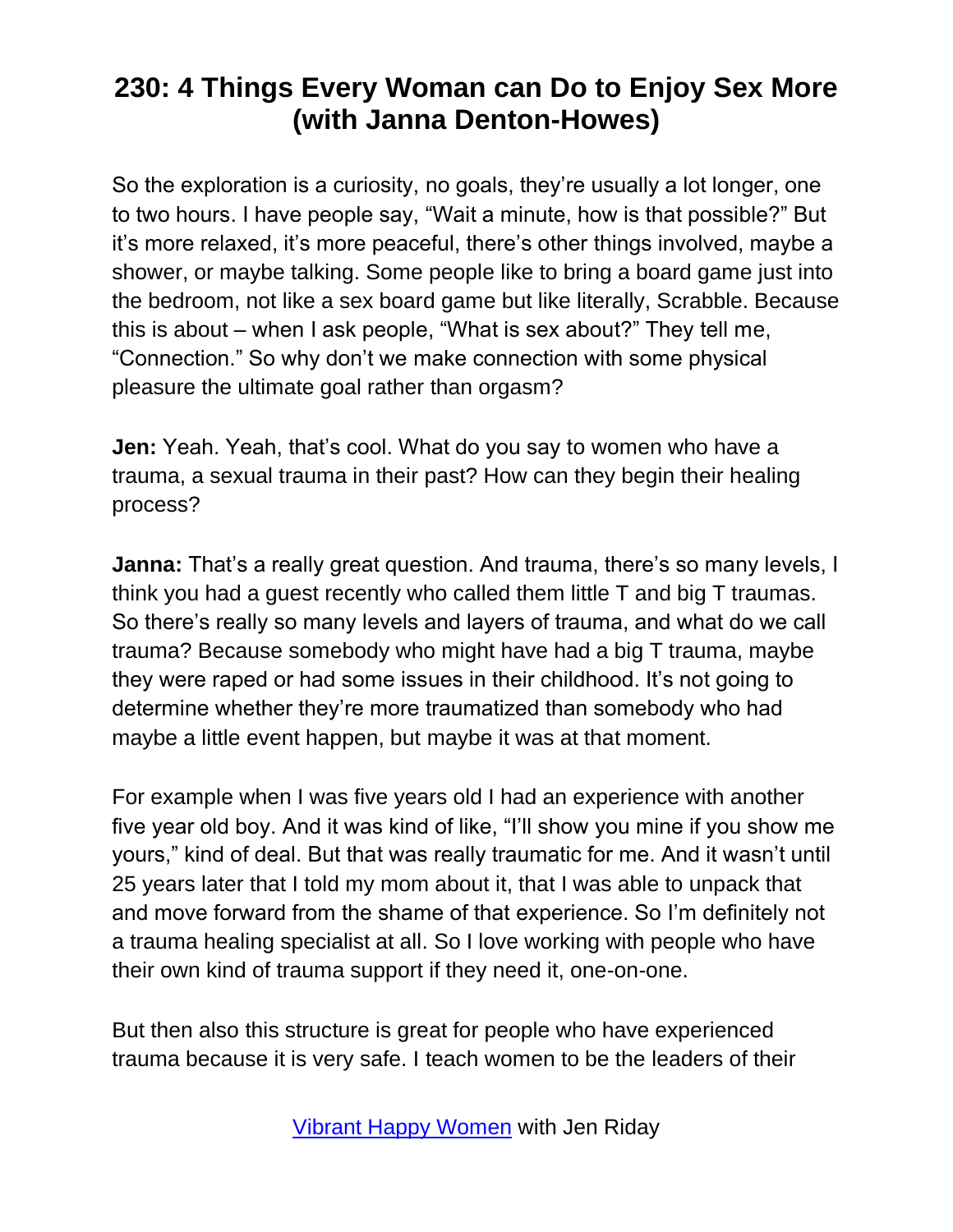# 230: 4 Things Every Woman can Do to Enjoy Sex More (with Janna Denton-Howes)

So the exploration is a curiosity, no goals, they're usually a lot longer, one to two hours. I have people say, "Wait a minute, how is that possible?" But it's more relaxed, it's more peaceful, there's other things involved, maybe a shower, or maybe talking. Some people like to bring a board game just into the bedroom, not like a sex board game but like literally, Scrabble. Because this is about – when I ask people, "What is sex about?" They tell me, "Connection." So why don't we make connection with some physical pleasure the ultimate goal rather than orgasm?

**Jen:** Yeah. Yeah, that's cool. What do you say to women who have a trauma, a sexual trauma in their past? How can they begin their healing process?

**Janna:** That's a really great question. And trauma, there's so many levels, I think you had a guest recently who called them little T and big T traumas. So there's really so many levels and layers of trauma, and what do we call trauma? Because somebody who might have had a big T trauma, maybe they were raped or had some issues in their childhood. It's not going to determine whether they're more traumatized than somebody who had maybe a little event happen, but maybe it was at that moment.

For example when I was five years old I had an experience with another five year old boy. And it was kind of like, "I'll show you mine if you show me yours," kind of deal. But that was really traumatic for me. And it wasn't until 25 years later that I told my mom about it, that I was able to unpack that and move forward from the shame of that experience. So I'm definitely not a trauma healing specialist at all. So I love working with people who have their own kind of trauma support if they need it, one-on-one.

But then also this structure is great for people who have experienced trauma because it is very safe. I teach women to be the leaders of their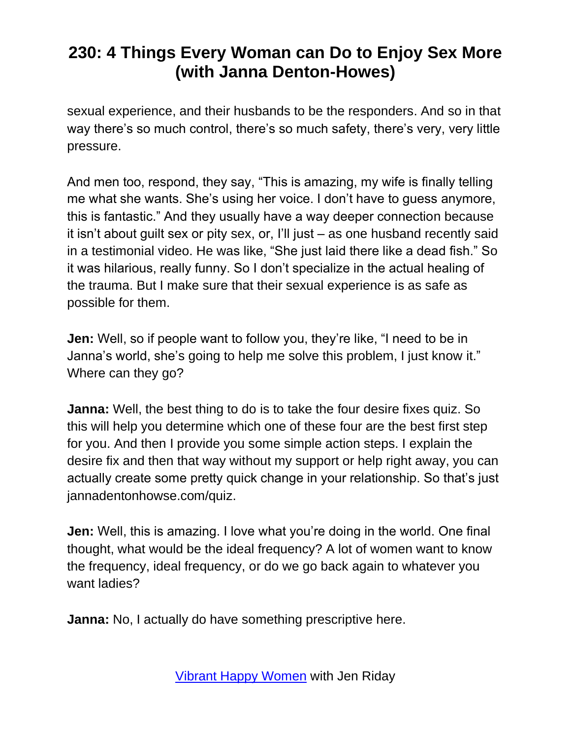sexual experience, and their husbands to be the responders. And so in that way there's so much control, there's so much safety, there's very, very little pressure.

And men too, respond, they say, "This is amazing, my wife is finally telling me what she wants. She's using her voice. I don't have to guess anymore, this is fantastic." And they usually have a way deeper connection because it isn't about guilt sex or pity sex, or, I'll just – as one husband recently said in a testimonial video. He was like, "She just laid there like a dead fish." So it was hilarious, really funny. So I don't specialize in the actual healing of the trauma. But I make sure that their sexual experience is as safe as possible for them.

**Jen:** Well, so if people want to follow you, they're like, "I need to be in Janna's world, she's going to help me solve this problem, I just know it." Where can they go?

**Janna:** Well, the best thing to do is to take the four desire fixes quiz. So this will help you determine which one of these four are the best first step for you. And then I provide you some simple action steps. I explain the desire fix and then that way without my support or help right away, you can actually create some pretty quick change in your relationship. So that's just jannadentonhowse.com/quiz.

**Jen:** Well, this is amazing. I love what you're doing in the world. One final thought, what would be the ideal frequency? A lot of women want to know the frequency, ideal frequency, or do we go back again to whatever you want ladies?

**Janna:** No, I actually do have something prescriptive here.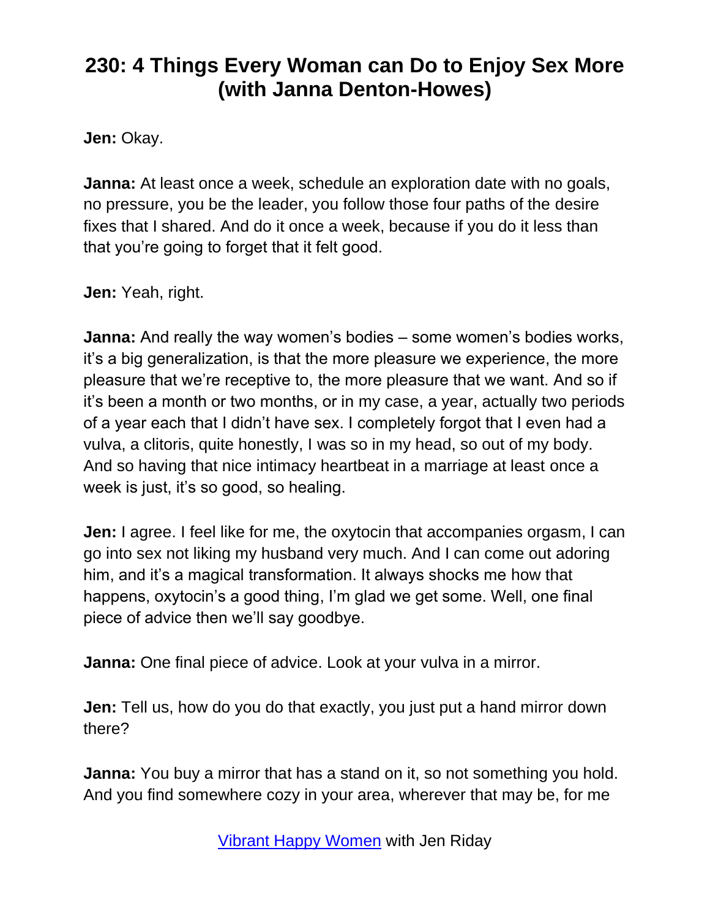# 230: 4 Things Every Woman can Do to Enjoy Sex More (with Janna Denton-Howes)

**Jen:** Okay.

**Janna:** At least once a week, schedule an exploration date with no goals, no pressure, you be the leader, you follow those four paths of the desire fixes that I shared. And do it once a week, because if you do it less than that you're going to forget that it felt good.

**Jen:** Yeah, right.

**Janna:** And really the way women's bodies – some women's bodies works, it's a big generalization, is that the more pleasure we experience, the more pleasure that we're receptive to, the more pleasure that we want. And so if it's been a month or two months, or in my case, a year, actually two periods of a year each that I didn't have sex. I completely forgot that I even had a vulva, a clitoris, quite honestly, I was so in my head, so out of my body. And so having that nice intimacy heartbeat in a marriage at least once a week is just, it's so good, so healing.

**Jen:** I agree. I feel like for me, the oxytocin that accompanies orgasm, I can go into sex not liking my husband very much. And I can come out adoring him, and it's a magical transformation. It always shocks me how that happens, oxytocin's a good thing, I'm glad we get some. Well, one final piece of advice then we'll say goodbye.

**Janna:** One final piece of advice. Look at your vulva in a mirror.

**Jen:** Tell us, how do you do that exactly, you just put a hand mirror down there?

**Janna:** You buy a mirror that has a stand on it, so not something you hold. And you find somewhere cozy in your area, wherever that may be, for me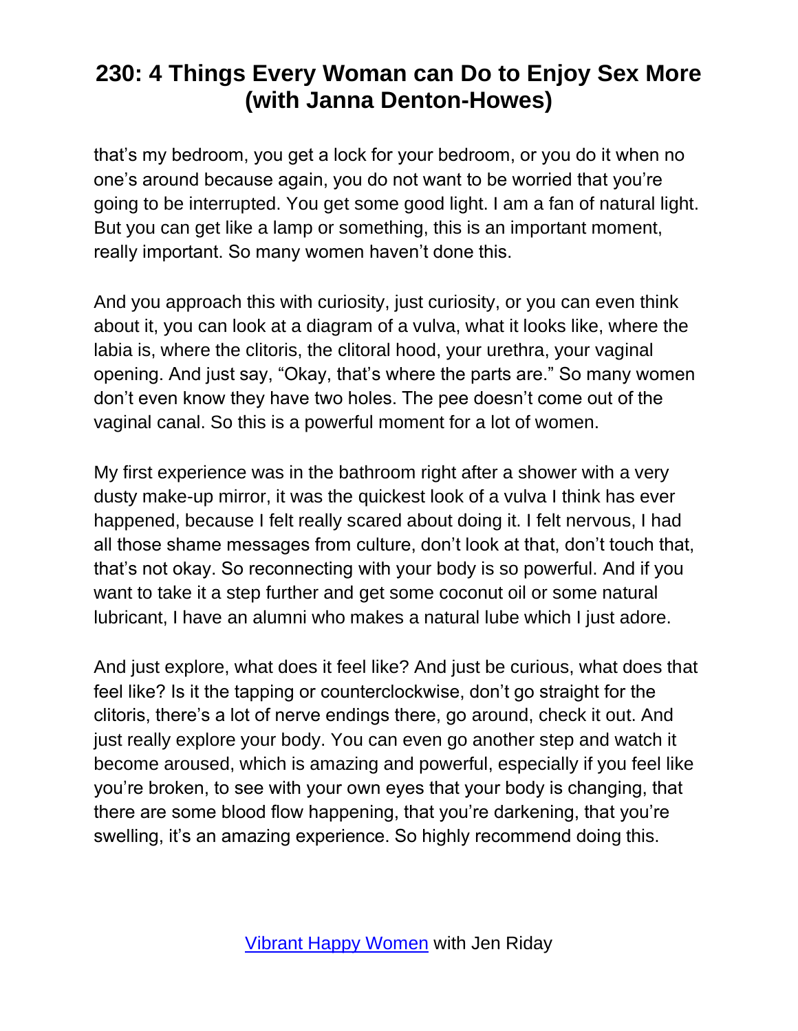that's my bedroom, you get a lock for your bedroom, or you do it when no one's around because again, you do not want to be worried that you're going to be interrupted. You get some good light. I am a fan of natural light. But you can get like a lamp or something, this is an important moment, really important. So many women haven't done this.

And you approach this with curiosity, just curiosity, or you can even think about it, you can look at a diagram of a vulva, what it looks like, where the labia is, where the clitoris, the clitoral hood, your urethra, your vaginal opening. And just say, "Okay, that's where the parts are." So many women don't even know they have two holes. The pee doesn't come out of the vaginal canal. So this is a powerful moment for a lot of women.

My first experience was in the bathroom right after a shower with a very dusty make-up mirror, it was the quickest look of a vulva I think has ever happened, because I felt really scared about doing it. I felt nervous, I had all those shame messages from culture, don't look at that, don't touch that, that's not okay. So reconnecting with your body is so powerful. And if you want to take it a step further and get some coconut oil or some natural lubricant, I have an alumni who makes a natural lube which I just adore.

And just explore, what does it feel like? And just be curious, what does that feel like? Is it the tapping or counterclockwise, don't go straight for the clitoris, there's a lot of nerve endings there, go around, check it out. And just really explore your body. You can even go another step and watch it become aroused, which is amazing and powerful, especially if you feel like you're broken, to see with your own eyes that your body is changing, that there are some blood flow happening, that you're darkening, that you're swelling, it's an amazing experience. So highly recommend doing this.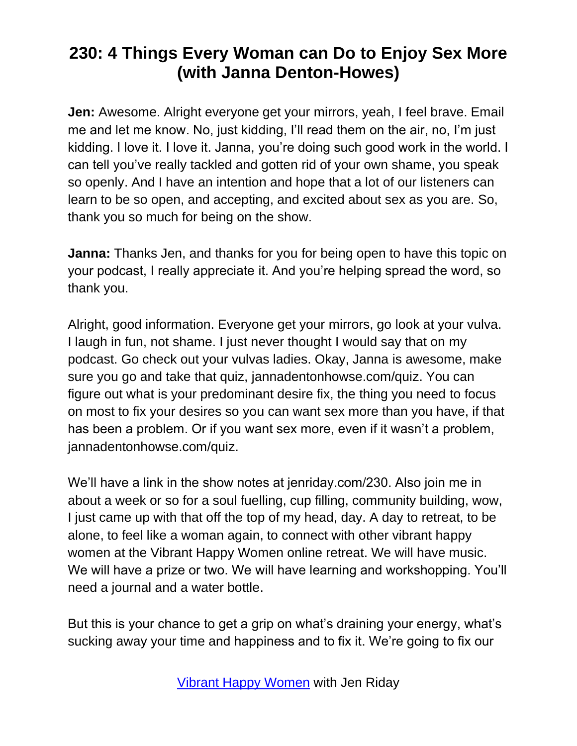# 230: 4 Things Every Woman can Do to Enjoy Sex More (with Janna Denton-Howes)

**Jen:** Awesome. Alright everyone get your mirrors, yeah, I feel brave. Email me and let me know. No, just kidding, I'll read them on the air, no, I'm just kidding. I love it. I love it. Janna, you're doing such good work in the world. I can tell you've really tackled and gotten rid of your own shame, you speak so openly. And I have an intention and hope that a lot of our listeners can learn to be so open, and accepting, and excited about sex as you are. So, thank you so much for being on the show.

**Janna:** Thanks Jen, and thanks for you for being open to have this topic on your podcast, I really appreciate it. And you're helping spread the word, so thank you.

Alright, good information. Everyone get your mirrors, go look at your vulva. I laugh in fun, not shame. I just never thought I would say that on my podcast. Go check out your vulvas ladies. Okay, Janna is awesome, make sure you go and take that quiz, jannadentonhowse.com/quiz. You can figure out what is your predominant desire fix, the thing you need to focus on most to fix your desires so you can want sex more than you have, if that has been a problem. Or if you want sex more, even if it wasn't a problem, jannadentonhowse.com/quiz.

We'll have a link in the show notes at jenriday.com/230. Also join me in about a week or so for a soul fuelling, cup filling, community building, wow, I just came up with that off the top of my head, day. A day to retreat, to be alone, to feel like a woman again, to connect with other vibrant happy women at the Vibrant Happy Women online retreat. We will have music. We will have a prize or two. We will have learning and workshopping. You'll need a journal and a water bottle.

But this is your chance to get a grip on what's draining your energy, what's sucking away your time and happiness and to fix it. We're going to fix our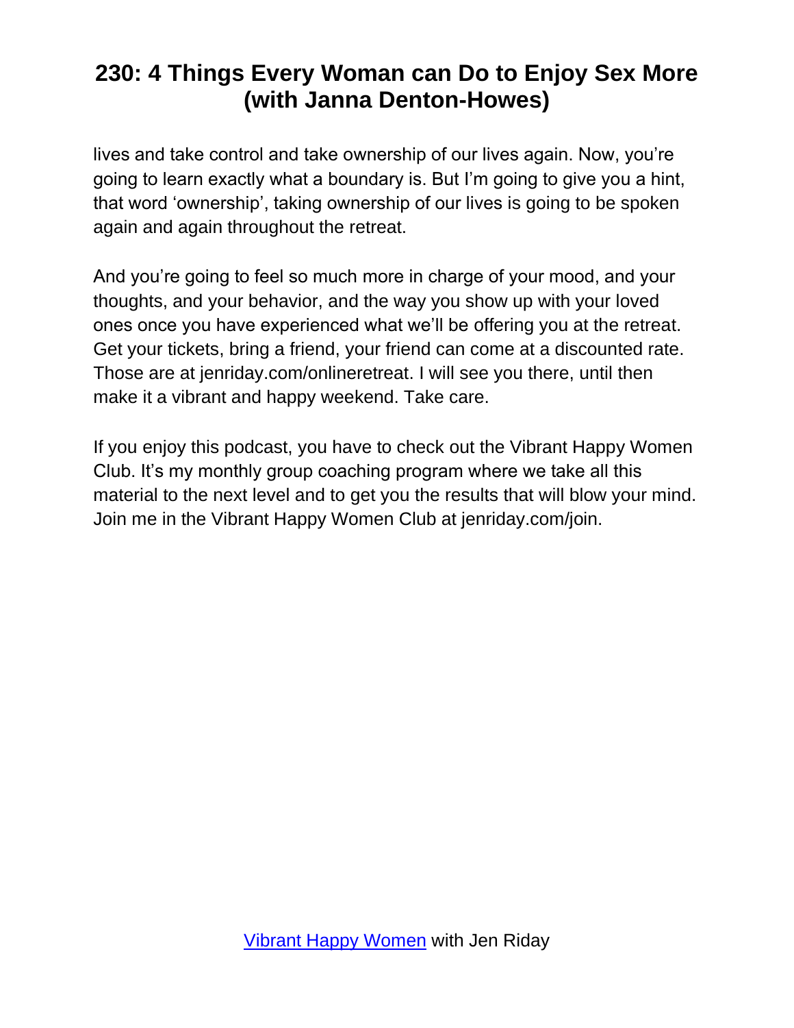lives and take control and take ownership of our lives again. Now, you're going to learn exactly what a boundary is. But I'm going to give you a hint, that word 'ownership', taking ownership of our lives is going to be spoken again and again throughout the retreat.

And you're going to feel so much more in charge of your mood, and your thoughts, and your behavior, and the way you show up with your loved ones once you have experienced what we'll be offering you at the retreat. Get your tickets, bring a friend, your friend can come at a discounted rate. Those are at jenriday.com/onlineretreat. I will see you there, until then make it a vibrant and happy weekend. Take care.

If you enjoy this podcast, you have to check out the Vibrant Happy Women Club. It's my monthly group coaching program where we take all this material to the next level and to get you the results that will blow your mind. Join me in the Vibrant Happy Women Club at jenriday.com/join.